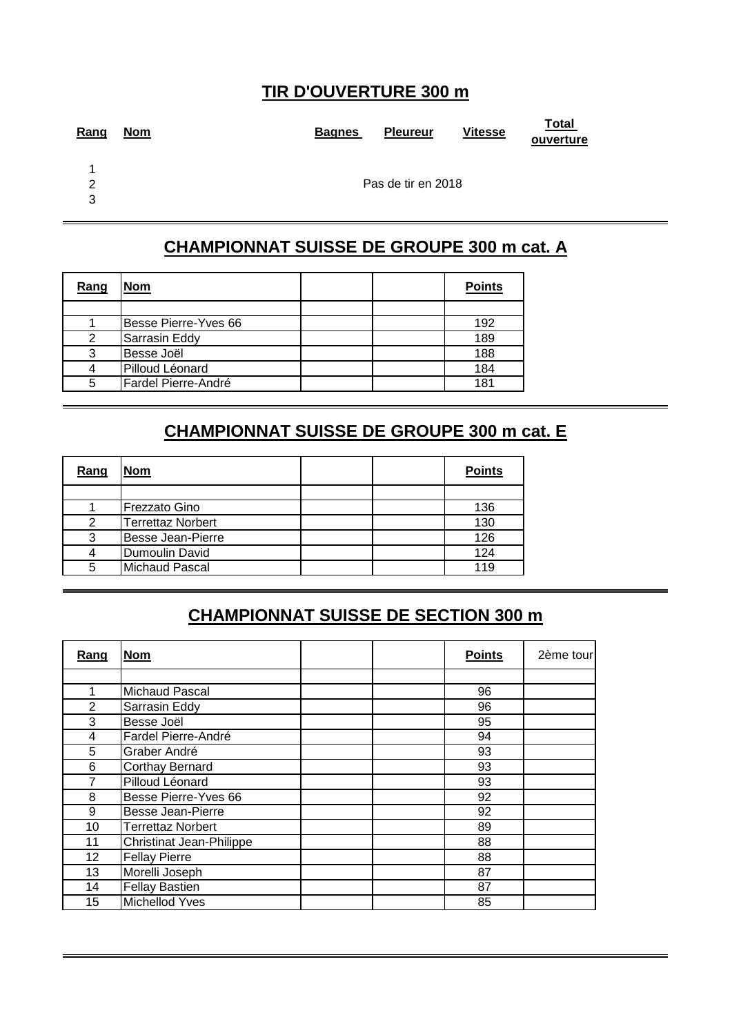## TIR D'OUVERTURE 300 m

| Rang | Nom | Bagnes | Pleureur | Vitesse | Total ouverture |
|---|---|---|---|---|---|
| 1 | | | | | |
| 2 | | | Pas de tir en 2018 | | |
| 3 | | | | | |

## CHAMPIONNAT SUISSE DE GROUPE 300 m cat. A

| Rang | Nom | | | Points |
|---|---|---|---|---|
| | | | | |
| 1 | Besse Pierre-Yves 66 | | | 192 |
| 2 | Sarrasin Eddy | | | 189 |
| 3 | Besse Joël | | | 188 |
| 4 | Pilloud Léonard | | | 184 |
| 5 | Fardel Pierre-André | | | 181 |

## CHAMPIONNAT SUISSE DE GROUPE 300 m cat. E

| Rang | Nom | | | Points |
|---|---|---|---|---|
| | | | | |
| 1 | Frezzato Gino | | | 136 |
| 2 | Terrettaz Norbert | | | 130 |
| 3 | Besse Jean-Pierre | | | 126 |
| 4 | Dumoulin David | | | 124 |
| 5 | Michaud Pascal | | | 119 |

## CHAMPIONNAT SUISSE DE SECTION 300 m

| Rang | Nom | | | Points | 2ème tour |
|---|---|---|---|---|---|
| | | | | | |
| 1 | Michaud Pascal | | | 96 | |
| 2 | Sarrasin Eddy | | | 96 | |
| 3 | Besse Joël | | | 95 | |
| 4 | Fardel Pierre-André | | | 94 | |
| 5 | Graber André | | | 93 | |
| 6 | Corthay Bernard | | | 93 | |
| 7 | Pilloud Léonard | | | 93 | |
| 8 | Besse Pierre-Yves 66 | | | 92 | |
| 9 | Besse Jean-Pierre | | | 92 | |
| 10 | Terrettaz Norbert | | | 89 | |
| 11 | Christinat Jean-Philippe | | | 88 | |
| 12 | Fellay Pierre | | | 88 | |
| 13 | Morelli Joseph | | | 87 | |
| 14 | Fellay Bastien | | | 87 | |
| 15 | Michellod Yves | | | 85 | |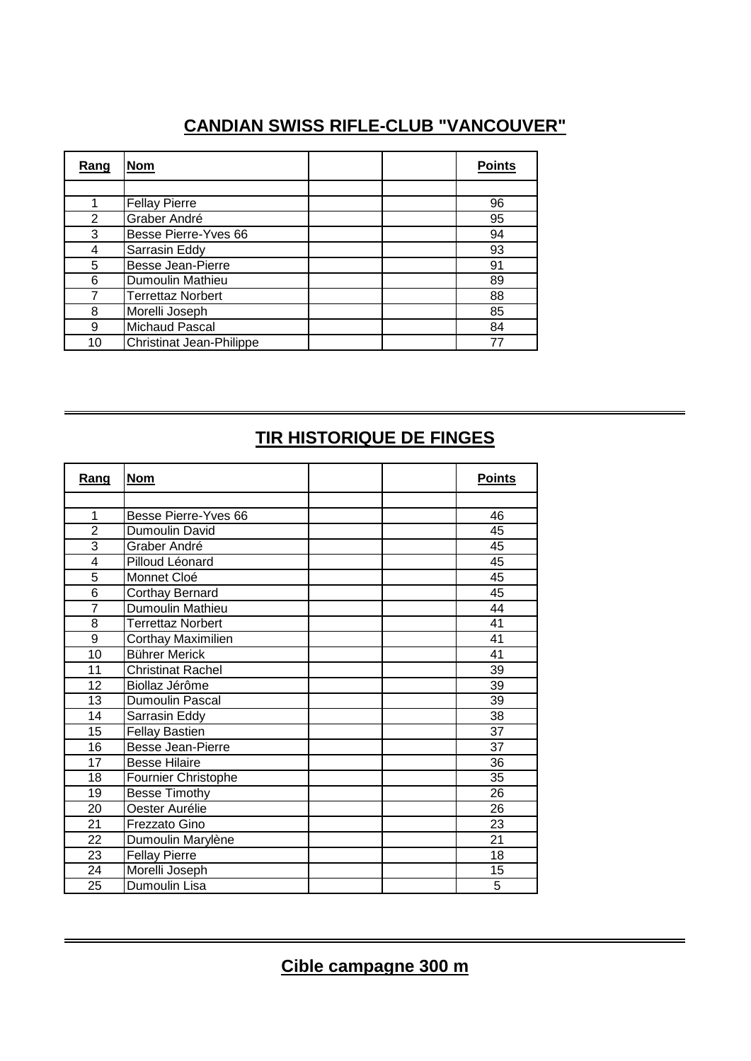## CANDIAN SWISS RIFLE-CLUB "VANCOUVER"

| Rang | Nom | | | Points |
|---|---|---|---|---|
| | | | | |
| 1 | Fellay Pierre | | | 96 |
| 2 | Graber André | | | 95 |
| 3 | Besse Pierre-Yves 66 | | | 94 |
| 4 | Sarrasin Eddy | | | 93 |
| 5 | Besse Jean-Pierre | | | 91 |
| 6 | Dumoulin Mathieu | | | 89 |
| 7 | Terrettaz Norbert | | | 88 |
| 8 | Morelli Joseph | | | 85 |
| 9 | Michaud Pascal | | | 84 |
| 10 | Christinat Jean-Philippe | | | 77 |

## TIR HISTORIQUE DE FINGES

| Rang | Nom | | | Points |
|---|---|---|---|---|
| | | | | |
| 1 | Besse Pierre-Yves 66 | | | 46 |
| 2 | Dumoulin David | | | 45 |
| 3 | Graber André | | | 45 |
| 4 | Pilloud Léonard | | | 45 |
| 5 | Monnet Cloé | | | 45 |
| 6 | Corthay Bernard | | | 45 |
| 7 | Dumoulin Mathieu | | | 44 |
| 8 | Terrettaz Norbert | | | 41 |
| 9 | Corthay Maximilien | | | 41 |
| 10 | Bührer Merick | | | 41 |
| 11 | Christinat Rachel | | | 39 |
| 12 | Biollaz Jérôme | | | 39 |
| 13 | Dumoulin Pascal | | | 39 |
| 14 | Sarrasin Eddy | | | 38 |
| 15 | Fellay Bastien | | | 37 |
| 16 | Besse Jean-Pierre | | | 37 |
| 17 | Besse Hilaire | | | 36 |
| 18 | Fournier Christophe | | | 35 |
| 19 | Besse Timothy | | | 26 |
| 20 | Oester Aurélie | | | 26 |
| 21 | Frezzato Gino | | | 23 |
| 22 | Dumoulin Marylène | | | 21 |
| 23 | Fellay Pierre | | | 18 |
| 24 | Morelli Joseph | | | 15 |
| 25 | Dumoulin Lisa | | | 5 |

## Cible campagne 300 m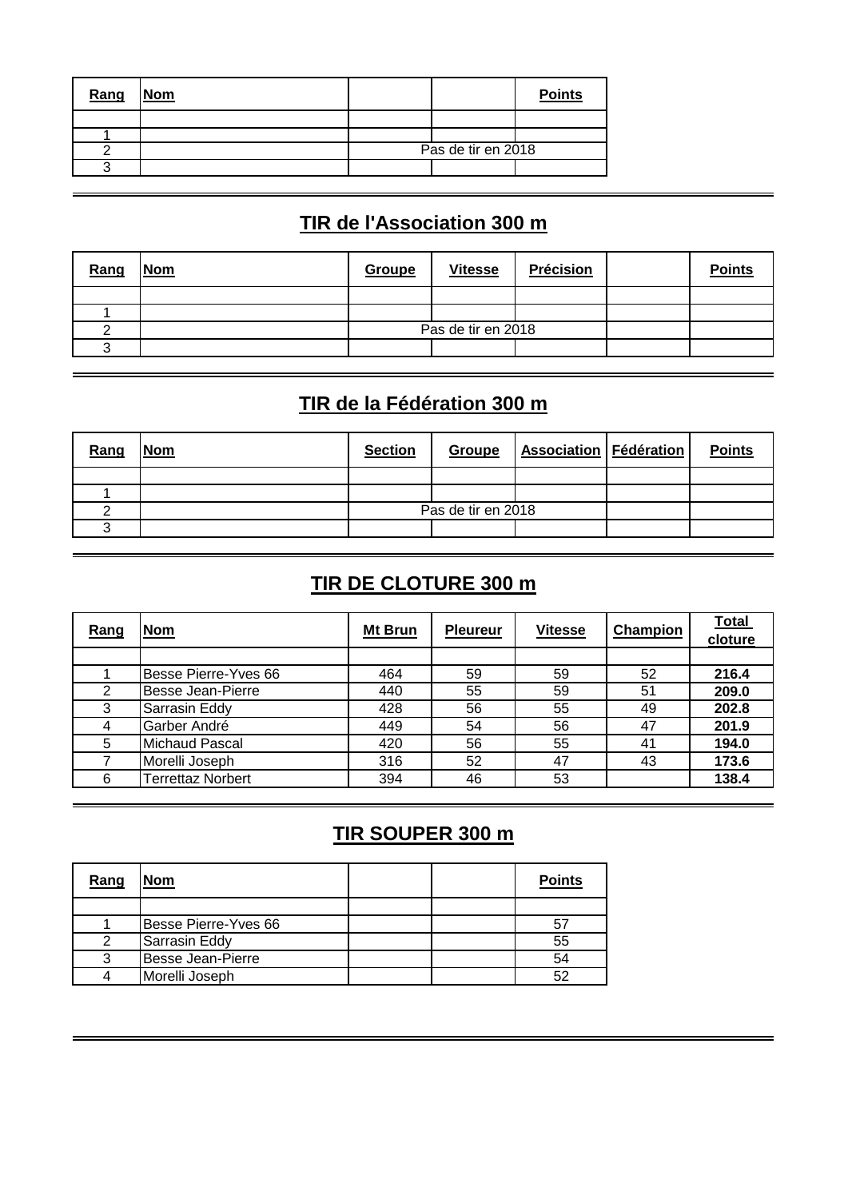| Rang | Nom | | | Points |
|---|---|---|---|---|
| | | | | |
| 1 | | | | |
| 2 | | Pas de tir en 2018 | | |
| 3 | | | | |

## TIR de l'Association 300 m

| Rang | Nom | Groupe | Vitesse | Précision | | Points |
|---|---|---|---|---|---|---|
| | | | | | | |
| 1 | | | | | | |
| 2 | | Pas de tir en 2018 | | | | |
| 3 | | | | | | |

## TIR de la Fédération 300 m

| Rang | Nom | Section | Groupe | Association | Fédération | Points |
|---|---|---|---|---|---|---|
| | | | | | | |
| 1 | | | | | | |
| 2 | | Pas de tir en 2018 | | | | |
| 3 | | | | | | |

## TIR DE CLOTURE 300 m

| Rang | Nom | Mt Brun | Pleureur | Vitesse | Champion | Total cloture |
|---|---|---|---|---|---|---|
| | | | | | | |
| 1 | Besse Pierre-Yves 66 | 464 | 59 | 59 | 52 | **216.4** |
| 2 | Besse Jean-Pierre | 440 | 55 | 59 | 51 | **209.0** |
| 3 | Sarrasin Eddy | 428 | 56 | 55 | 49 | **202.8** |
| 4 | Garber André | 449 | 54 | 56 | 47 | **201.9** |
| 5 | Michaud Pascal | 420 | 56 | 55 | 41 | **194.0** |
| 7 | Morelli Joseph | 316 | 52 | 47 | 43 | **173.6** |
| 6 | Terrettaz Norbert | 394 | 46 | 53 | | **138.4** |

## TIR SOUPER 300 m

| Rang | Nom | | | Points |
|---|---|---|---|---|
| | | | | |
| 1 | Besse Pierre-Yves 66 | | | 57 |
| 2 | Sarrasin Eddy | | | 55 |
| 3 | Besse Jean-Pierre | | | 54 |
| 4 | Morelli Joseph | | | 52 |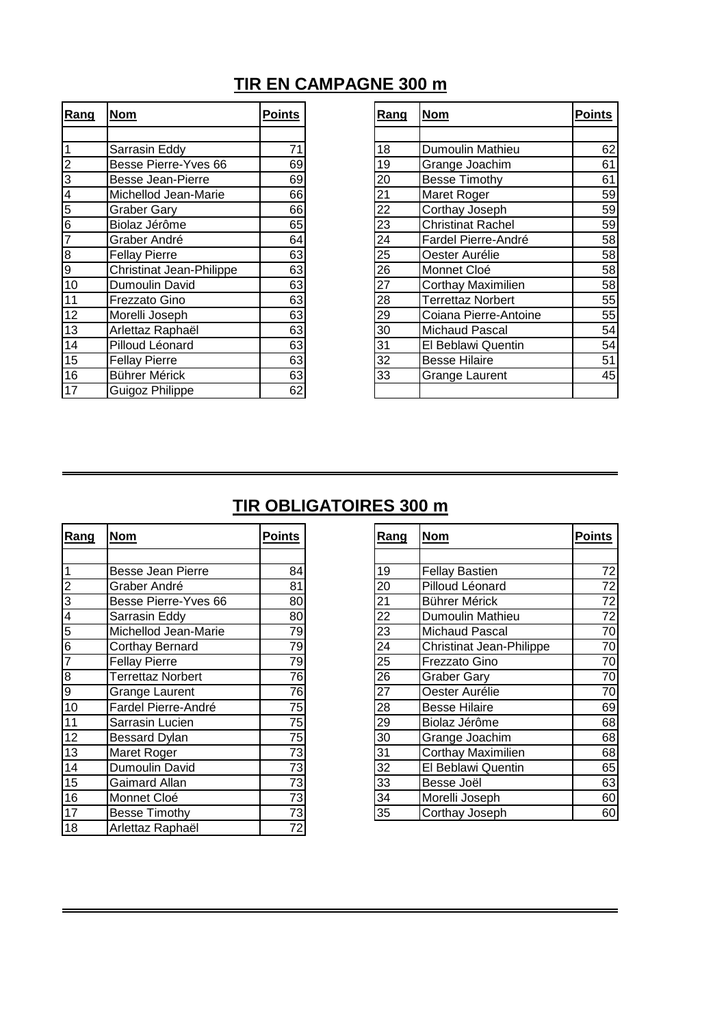## TIR EN CAMPAGNE 300 m

| Rang | Nom | Points |
|---|---|---|
| 1 | Sarrasin Eddy | 71 |
| 2 | Besse Pierre-Yves 66 | 69 |
| 3 | Besse Jean-Pierre | 69 |
| 4 | Michellod Jean-Marie | 66 |
| 5 | Graber Gary | 66 |
| 6 | Biolaz Jérôme | 65 |
| 7 | Graber André | 64 |
| 8 | Fellay Pierre | 63 |
| 9 | Christinat Jean-Philippe | 63 |
| 10 | Dumoulin David | 63 |
| 11 | Frezzato Gino | 63 |
| 12 | Morelli Joseph | 63 |
| 13 | Arlettaz Raphaël | 63 |
| 14 | Pilloud Léonard | 63 |
| 15 | Fellay Pierre | 63 |
| 16 | Bührer Mérick | 63 |
| 17 | Guigoz Philippe | 62 |
| 18 | Dumoulin Mathieu | 62 |
| 19 | Grange Joachim | 61 |
| 20 | Besse Timothy | 61 |
| 21 | Maret Roger | 59 |
| 22 | Corthay Joseph | 59 |
| 23 | Christinat Rachel | 59 |
| 24 | Fardel Pierre-André | 58 |
| 25 | Oester Aurélie | 58 |
| 26 | Monnet Cloé | 58 |
| 27 | Corthay Maximilien | 58 |
| 28 | Terrettaz Norbert | 55 |
| 29 | Coiana Pierre-Antoine | 55 |
| 30 | Michaud Pascal | 54 |
| 31 | El Beblawi Quentin | 54 |
| 32 | Besse Hilaire | 51 |
| 33 | Grange Laurent | 45 |

## TIR OBLIGATOIRES 300 m

| Rang | Nom | Points |
|---|---|---|
| 1 | Besse Jean Pierre | 84 |
| 2 | Graber André | 81 |
| 3 | Besse Pierre-Yves 66 | 80 |
| 4 | Sarrasin Eddy | 80 |
| 5 | Michellod Jean-Marie | 79 |
| 6 | Corthay Bernard | 79 |
| 7 | Fellay Pierre | 79 |
| 8 | Terrettaz Norbert | 76 |
| 9 | Grange Laurent | 76 |
| 10 | Fardel Pierre-André | 75 |
| 11 | Sarrasin Lucien | 75 |
| 12 | Bessard Dylan | 75 |
| 13 | Maret Roger | 73 |
| 14 | Dumoulin David | 73 |
| 15 | Gaimard Allan | 73 |
| 16 | Monnet Cloé | 73 |
| 17 | Besse Timothy | 73 |
| 18 | Arlettaz Raphaël | 72 |
| 19 | Fellay Bastien | 72 |
| 20 | Pilloud Léonard | 72 |
| 21 | Bührer Mérick | 72 |
| 22 | Dumoulin Mathieu | 72 |
| 23 | Michaud Pascal | 70 |
| 24 | Christinat Jean-Philippe | 70 |
| 25 | Frezzato Gino | 70 |
| 26 | Graber Gary | 70 |
| 27 | Oester Aurélie | 70 |
| 28 | Besse Hilaire | 69 |
| 29 | Biolaz Jérôme | 68 |
| 30 | Grange Joachim | 68 |
| 31 | Corthay Maximilien | 68 |
| 32 | El Beblawi Quentin | 65 |
| 33 | Besse Joël | 63 |
| 34 | Morelli Joseph | 60 |
| 35 | Corthay Joseph | 60 |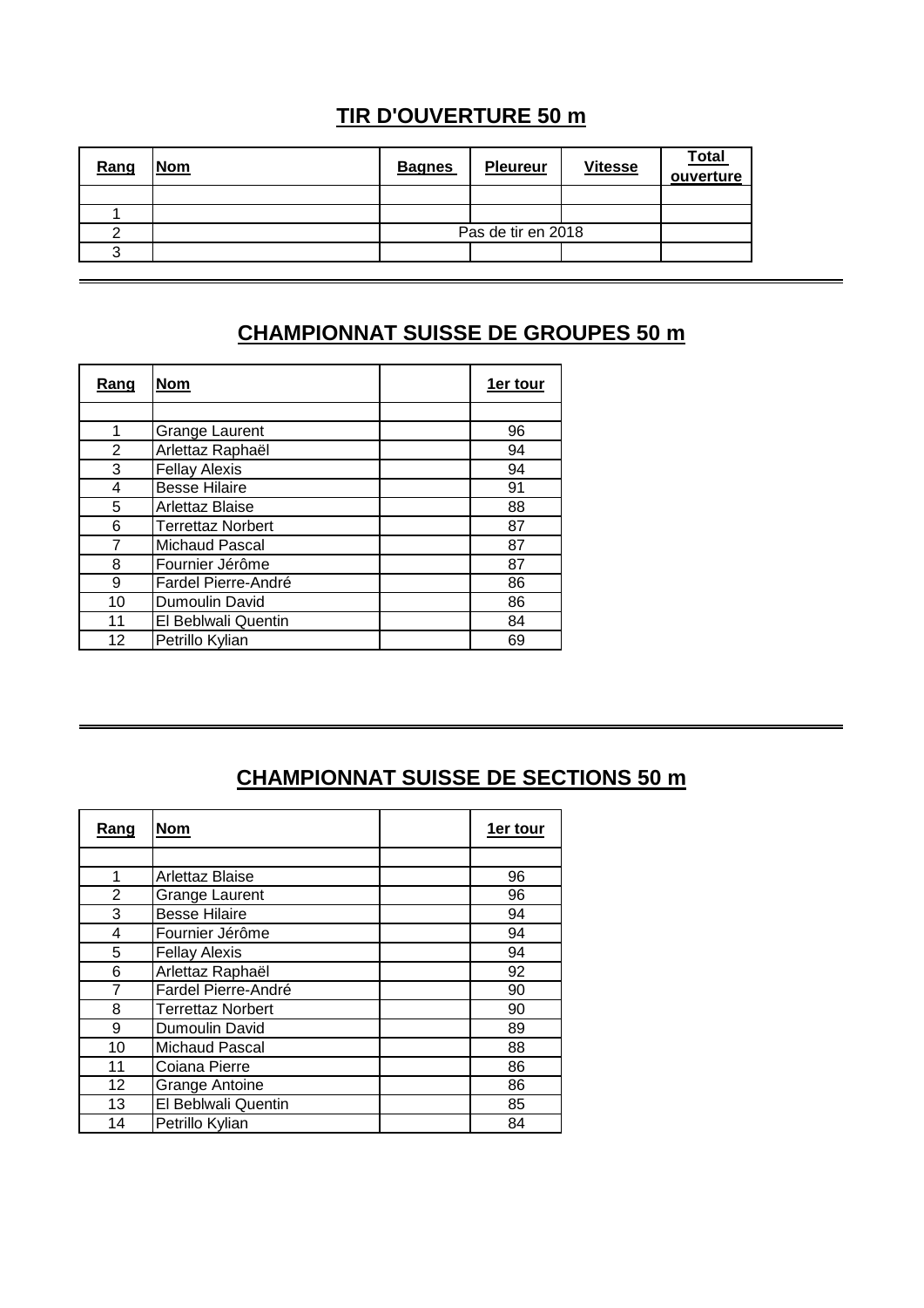## TIR D'OUVERTURE 50 m

| Rang | Nom | Bagnes | Pleureur | Vitesse | Total ouverture |
|---|---|---|---|---|---|
| | | | | | |
| 1 | | | | | |
| 2 | | Pas de tir en 2018 | | | |
| 3 | | | | | |

---

## CHAMPIONNAT SUISSE DE GROUPES 50 m

| Rang | Nom | | 1er tour |
|---|---|---|---|
| | | | |
| 1 | Grange Laurent | | 96 |
| 2 | Arlettaz Raphaël | | 94 |
| 3 | Fellay Alexis | | 94 |
| 4 | Besse Hilaire | | 91 |
| 5 | Arlettaz Blaise | | 88 |
| 6 | Terrettaz Norbert | | 87 |
| 7 | Michaud Pascal | | 87 |
| 8 | Fournier Jérôme | | 87 |
| 9 | Fardel Pierre-André | | 86 |
| 10 | Dumoulin David | | 86 |
| 11 | El Beblwali Quentin | | 84 |
| 12 | Petrillo Kylian | | 69 |

---

## CHAMPIONNAT SUISSE DE SECTIONS 50 m

| Rang | Nom | | 1er tour |
|---|---|---|---|
| | | | |
| 1 | Arlettaz Blaise | | 96 |
| 2 | Grange Laurent | | 96 |
| 3 | Besse Hilaire | | 94 |
| 4 | Fournier Jérôme | | 94 |
| 5 | Fellay Alexis | | 94 |
| 6 | Arlettaz Raphaël | | 92 |
| 7 | Fardel Pierre-André | | 90 |
| 8 | Terrettaz Norbert | | 90 |
| 9 | Dumoulin David | | 89 |
| 10 | Michaud Pascal | | 88 |
| 11 | Coiana Pierre | | 86 |
| 12 | Grange Antoine | | 86 |
| 13 | El Beblwali Quentin | | 85 |
| 14 | Petrillo Kylian | | 84 |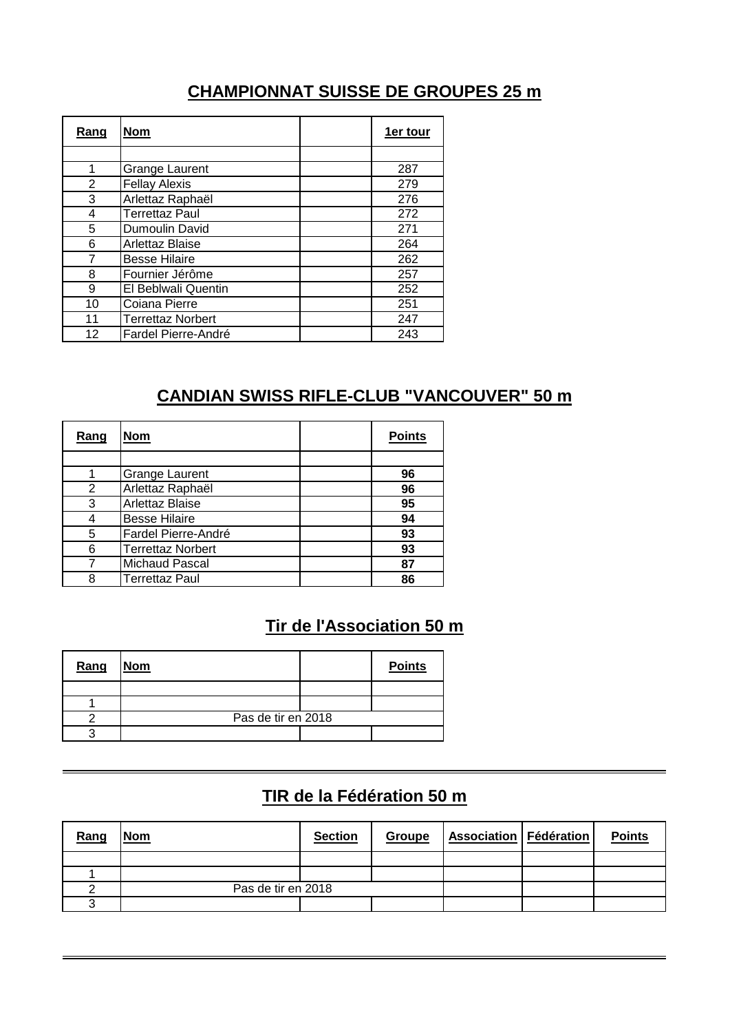## CHAMPIONNAT SUISSE DE GROUPES 25 m

| Rang | Nom | | 1er tour |
|---|---|---|---|
| | | | |
| 1 | Grange Laurent | | 287 |
| 2 | Fellay Alexis | | 279 |
| 3 | Arlettaz Raphaël | | 276 |
| 4 | Terrettaz Paul | | 272 |
| 5 | Dumoulin David | | 271 |
| 6 | Arlettaz Blaise | | 264 |
| 7 | Besse Hilaire | | 262 |
| 8 | Fournier Jérôme | | 257 |
| 9 | El Beblwali Quentin | | 252 |
| 10 | Coiana Pierre | | 251 |
| 11 | Terrettaz Norbert | | 247 |
| 12 | Fardel Pierre-André | | 243 |

## CANDIAN SWISS RIFLE-CLUB "VANCOUVER" 50 m

| Rang | Nom | | Points |
|---|---|---|---|
| | | | |
| 1 | Grange Laurent | | **96** |
| 2 | Arlettaz Raphaël | | **96** |
| 3 | Arlettaz Blaise | | **95** |
| 4 | Besse Hilaire | | **94** |
| 5 | Fardel Pierre-André | | **93** |
| 6 | Terrettaz Norbert | | **93** |
| 7 | Michaud Pascal | | **87** |
| 8 | Terrettaz Paul | | **86** |

## Tir de l'Association 50 m

| Rang | Nom | | Points |
|---|---|---|---|
| | | | |
| 1 | | | |
| 2 | Pas de tir en 2018 | | |
| 3 | | | |

## TIR de la Fédération 50 m

| Rang | Nom | Section | Groupe | Association | Fédération | Points |
|---|---|---|---|---|---|---|
| | | | | | | |
| 1 | | | | | | |
| 2 | Pas de tir en 2018 | | | | | |
| 3 | | | | | | |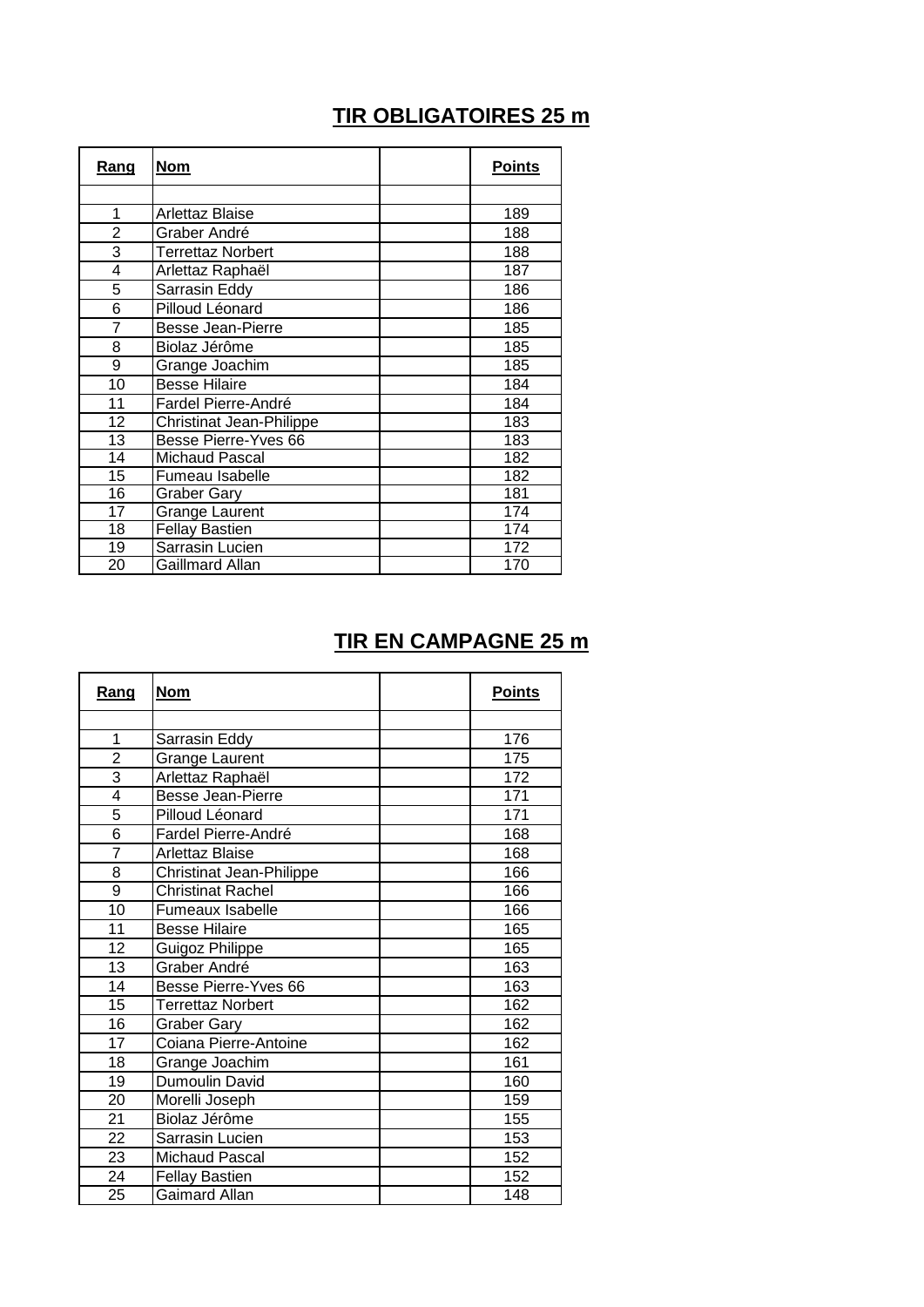## TIR OBLIGATOIRES 25 m

| Rang | Nom | | Points |
|---|---|---|---|
| | | | |
| 1 | Arlettaz Blaise | | 189 |
| 2 | Graber André | | 188 |
| 3 | Terrettaz Norbert | | 188 |
| 4 | Arlettaz Raphaël | | 187 |
| 5 | Sarrasin Eddy | | 186 |
| 6 | Pilloud Léonard | | 186 |
| 7 | Besse Jean-Pierre | | 185 |
| 8 | Biolaz Jérôme | | 185 |
| 9 | Grange Joachim | | 185 |
| 10 | Besse Hilaire | | 184 |
| 11 | Fardel Pierre-André | | 184 |
| 12 | Christinat Jean-Philippe | | 183 |
| 13 | Besse Pierre-Yves 66 | | 183 |
| 14 | Michaud Pascal | | 182 |
| 15 | Fumeau Isabelle | | 182 |
| 16 | Graber Gary | | 181 |
| 17 | Grange Laurent | | 174 |
| 18 | Fellay Bastien | | 174 |
| 19 | Sarrasin Lucien | | 172 |
| 20 | Gaillmard Allan | | 170 |

## TIR EN CAMPAGNE 25 m

| Rang | Nom | | Points |
|---|---|---|---|
| | | | |
| 1 | Sarrasin Eddy | | 176 |
| 2 | Grange Laurent | | 175 |
| 3 | Arlettaz Raphaël | | 172 |
| 4 | Besse Jean-Pierre | | 171 |
| 5 | Pilloud Léonard | | 171 |
| 6 | Fardel Pierre-André | | 168 |
| 7 | Arlettaz Blaise | | 168 |
| 8 | Christinat Jean-Philippe | | 166 |
| 9 | Christinat Rachel | | 166 |
| 10 | Fumeaux Isabelle | | 166 |
| 11 | Besse Hilaire | | 165 |
| 12 | Guigoz Philippe | | 165 |
| 13 | Graber André | | 163 |
| 14 | Besse Pierre-Yves 66 | | 163 |
| 15 | Terrettaz Norbert | | 162 |
| 16 | Graber Gary | | 162 |
| 17 | Coiana Pierre-Antoine | | 162 |
| 18 | Grange Joachim | | 161 |
| 19 | Dumoulin David | | 160 |
| 20 | Morelli Joseph | | 159 |
| 21 | Biolaz Jérôme | | 155 |
| 22 | Sarrasin Lucien | | 153 |
| 23 | Michaud Pascal | | 152 |
| 24 | Fellay Bastien | | 152 |
| 25 | Gaimard Allan | | 148 |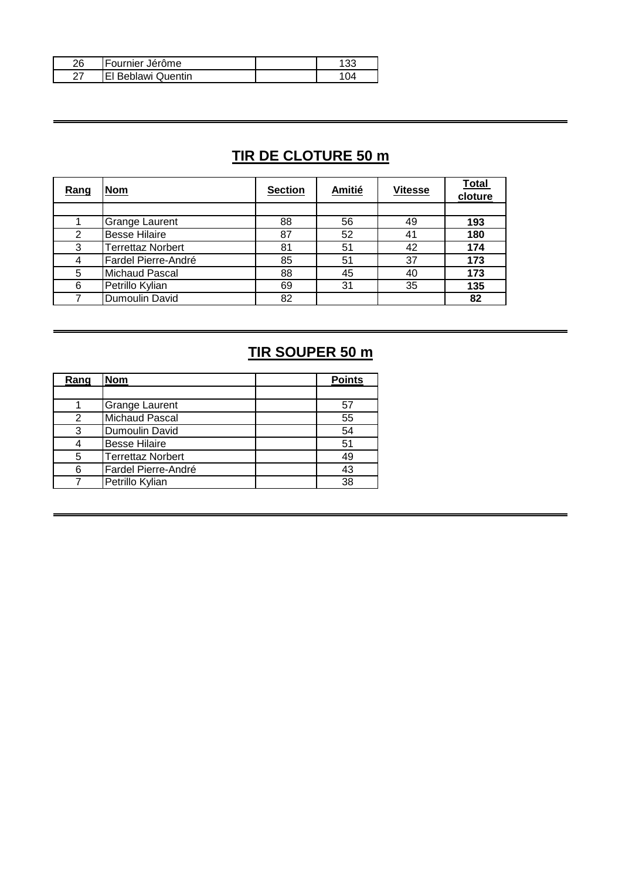| 26 | Fournier Jérôme | | 133 |
|---|---|---|---|
| 27 | El Beblawi Quentin | | 104 |

---

## TIR DE CLOTURE 50 m

| Rang | Nom | Section | Amitié | Vitesse | Total cloture |
|---|---|---|---|---|---|
| | | | | | |
| 1 | Grange Laurent | 88 | 56 | 49 | **193** |
| 2 | Besse Hilaire | 87 | 52 | 41 | **180** |
| 3 | Terrettaz Norbert | 81 | 51 | 42 | **174** |
| 4 | Fardel Pierre-André | 85 | 51 | 37 | **173** |
| 5 | Michaud Pascal | 88 | 45 | 40 | **173** |
| 6 | Petrillo Kylian | 69 | 31 | 35 | **135** |
| 7 | Dumoulin David | 82 | | | **82** |

---

## TIR SOUPER 50 m

| Rang | Nom | | Points |
|---|---|---|---|
| | | | |
| 1 | Grange Laurent | | 57 |
| 2 | Michaud Pascal | | 55 |
| 3 | Dumoulin David | | 54 |
| 4 | Besse Hilaire | | 51 |
| 5 | Terrettaz Norbert | | 49 |
| 6 | Fardel Pierre-André | | 43 |
| 7 | Petrillo Kylian | | 38 |

---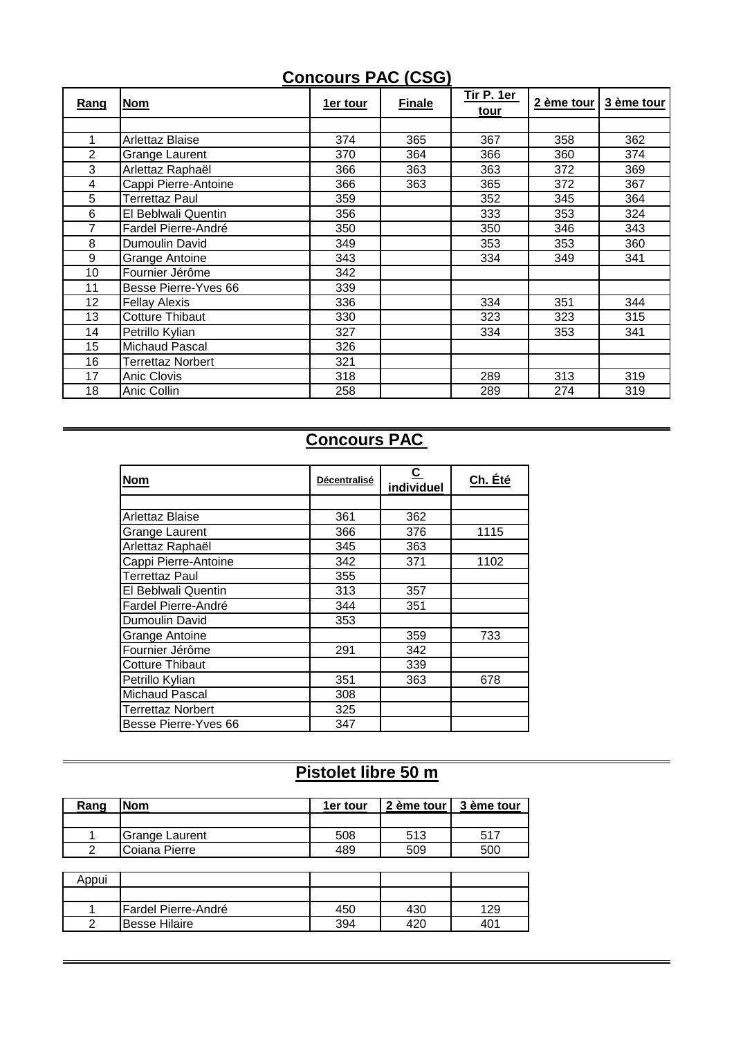## Concours PAC (CSG)

| Rang | Nom | 1er tour | Finale | Tir P. 1er tour | 2 ème tour | 3 ème tour |
|---|---|---|---|---|---|---|
| | | | | | | |
| 1 | Arlettaz Blaise | 374 | 365 | 367 | 358 | 362 |
| 2 | Grange Laurent | 370 | 364 | 366 | 360 | 374 |
| 3 | Arlettaz Raphaël | 366 | 363 | 363 | 372 | 369 |
| 4 | Cappi Pierre-Antoine | 366 | 363 | 365 | 372 | 367 |
| 5 | Terrettaz Paul | 359 | | 352 | 345 | 364 |
| 6 | El Beblwali Quentin | 356 | | 333 | 353 | 324 |
| 7 | Fardel Pierre-André | 350 | | 350 | 346 | 343 |
| 8 | Dumoulin David | 349 | | 353 | 353 | 360 |
| 9 | Grange Antoine | 343 | | 334 | 349 | 341 |
| 10 | Fournier Jérôme | 342 | | | | |
| 11 | Besse Pierre-Yves 66 | 339 | | | | |
| 12 | Fellay Alexis | 336 | | 334 | 351 | 344 |
| 13 | Cotture Thibaut | 330 | | 323 | 323 | 315 |
| 14 | Petrillo Kylian | 327 | | 334 | 353 | 341 |
| 15 | Michaud Pascal | 326 | | | | |
| 16 | Terrettaz Norbert | 321 | | | | |
| 17 | Anic Clovis | 318 | | 289 | 313 | 319 |
| 18 | Anic Collin | 258 | | 289 | 274 | 319 |

## Concours PAC

| Nom | Décentralisé | C individuel | Ch. Été |
|---|---|---|---|
| | | | |
| Arlettaz Blaise | 361 | 362 | |
| Grange Laurent | 366 | 376 | 1115 |
| Arlettaz Raphaël | 345 | 363 | |
| Cappi Pierre-Antoine | 342 | 371 | 1102 |
| Terrettaz Paul | 355 | | |
| El Beblwali Quentin | 313 | 357 | |
| Fardel Pierre-André | 344 | 351 | |
| Dumoulin David | 353 | | |
| Grange Antoine | | 359 | 733 |
| Fournier Jérôme | 291 | 342 | |
| Cotture Thibaut | | 339 | |
| Petrillo Kylian | 351 | 363 | 678 |
| Michaud Pascal | 308 | | |
| Terrettaz Norbert | 325 | | |
| Besse Pierre-Yves 66 | 347 | | |

## Pistolet libre 50 m

| Rang | Nom | 1er tour | 2 ème tour | 3 ème tour |
|---|---|---|---|---|
| | | | | |
| 1 | Grange Laurent | 508 | 513 | 517 |
| 2 | Coiana Pierre | 489 | 509 | 500 |

| Appui | | | | |
|---|---|---|---|---|
| | | | | |
| 1 | Fardel Pierre-André | 450 | 430 | 129 |
| 2 | Besse Hilaire | 394 | 420 | 401 |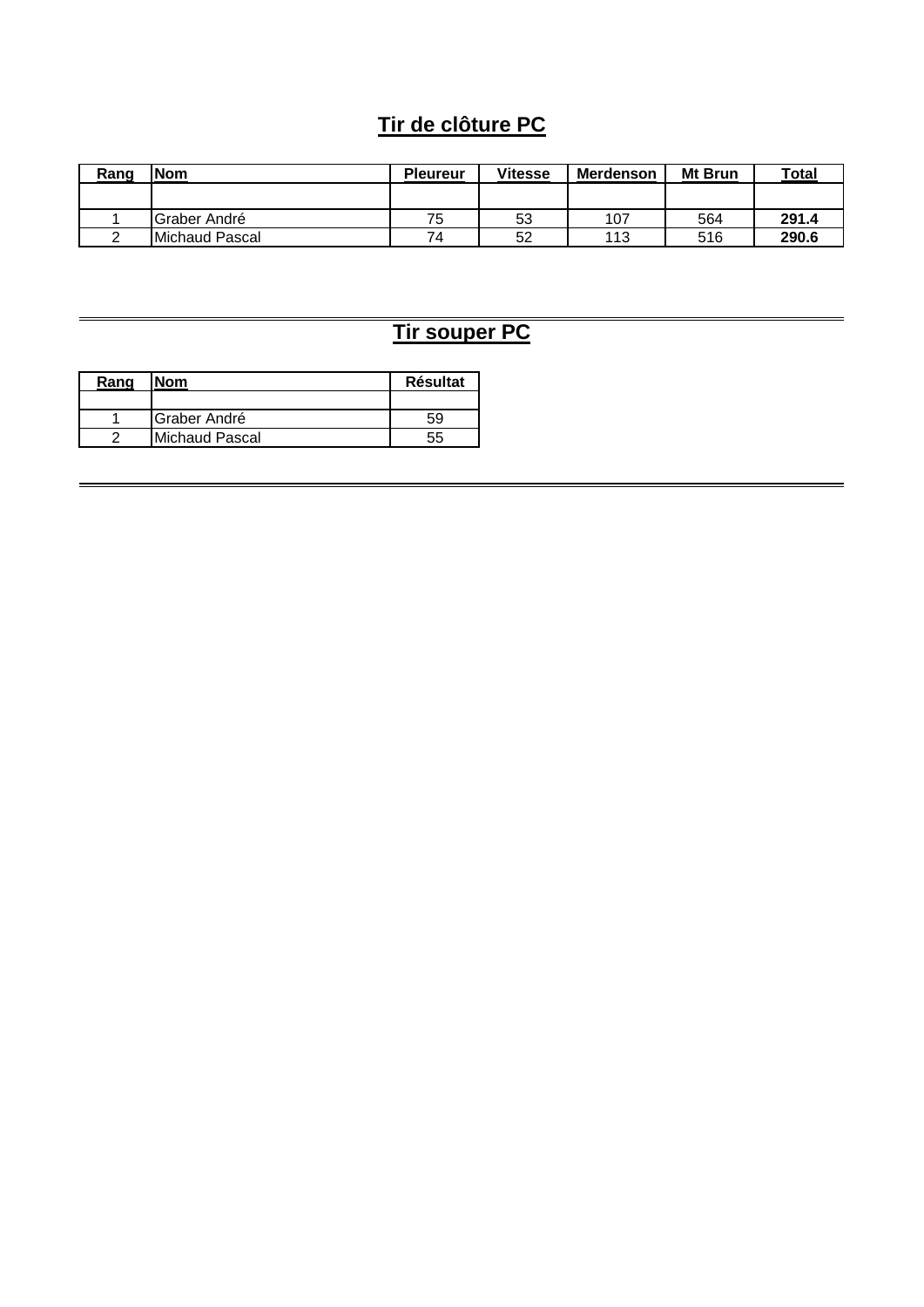## Tir de clôture PC

| Rang | Nom | Pleureur | Vitesse | Merdenson | Mt Brun | Total |
|---|---|---|---|---|---|---|
| | | | | | | |
| 1 | Graber André | 75 | 53 | 107 | 564 | **291.4** |
| 2 | Michaud Pascal | 74 | 52 | 113 | 516 | **290.6** |

---

## Tir souper PC

| Rang | Nom | Résultat |
|---|---|---|
| | | |
| 1 | Graber André | 59 |
| 2 | Michaud Pascal | 55 |

---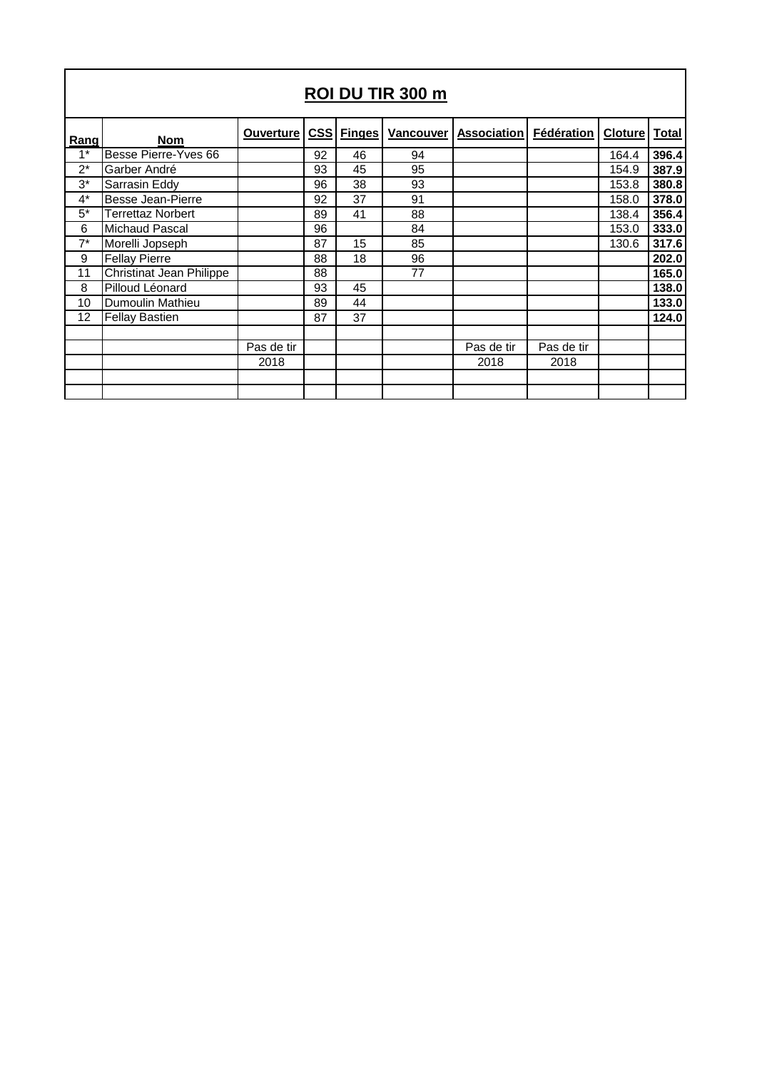## ROI DU TIR 300 m

| Rang | Nom | Ouverture | CSS | Finges | Vancouver | Association | Fédération | Cloture | Total |
|---|---|---|---|---|---|---|---|---|---|
| 1* | Besse Pierre-Yves 66 | | 92 | 46 | 94 | | | 164.4 | **396.4** |
| 2* | Garber André | | 93 | 45 | 95 | | | 154.9 | **387.9** |
| 3* | Sarrasin Eddy | | 96 | 38 | 93 | | | 153.8 | **380.8** |
| 4* | Besse Jean-Pierre | | 92 | 37 | 91 | | | 158.0 | **378.0** |
| 5* | Terrettaz Norbert | | 89 | 41 | 88 | | | 138.4 | **356.4** |
| 6 | Michaud Pascal | | 96 | | 84 | | | 153.0 | **333.0** |
| 7* | Morelli Jopseph | | 87 | 15 | 85 | | | 130.6 | **317.6** |
| 9 | Fellay Pierre | | 88 | 18 | 96 | | | | **202.0** |
| 11 | Christinat Jean Philippe | | 88 | | 77 | | | | **165.0** |
| 8 | Pilloud Léonard | | 93 | 45 | | | | | **138.0** |
| 10 | Dumoulin Mathieu | | 89 | 44 | | | | | **133.0** |
| 12 | Fellay Bastien | | 87 | 37 | | | | | **124.0** |
| | | | | | | | | | |
| | | Pas de tir | | | | Pas de tir | Pas de tir | | |
| | | 2018 | | | | 2018 | 2018 | | |
| | | | | | | | | | |
| | | | | | | | | | |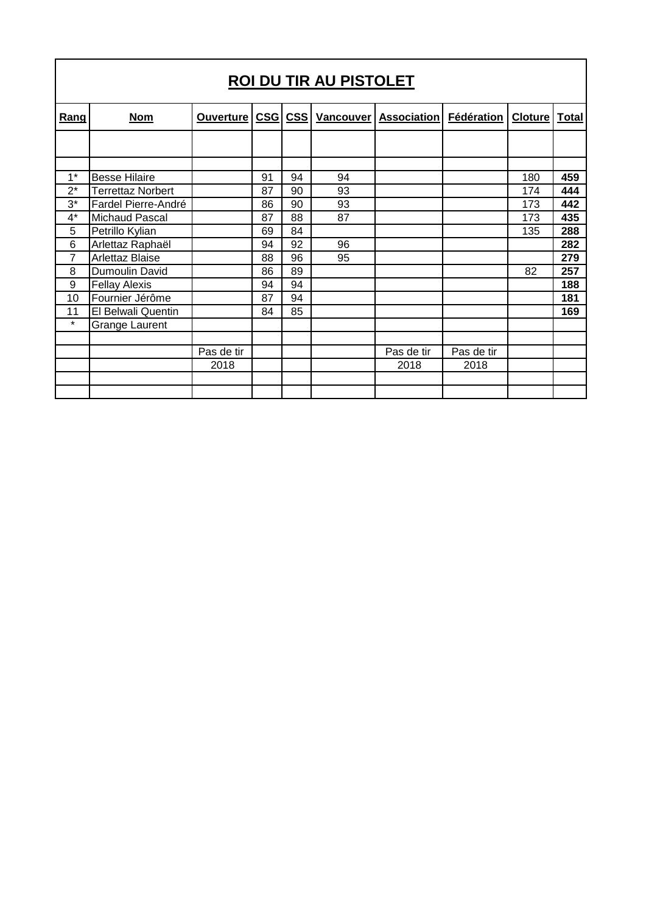# ROI DU TIR AU PISTOLET

| Rang | Nom | Ouverture | CSG | CSS | Vancouver | Association | Fédération | Cloture | Total |
|---|---|---|---|---|---|---|---|---|---|
| | | | | | | | | | |
| | | | | | | | | | |
| 1* | Besse Hilaire | | 91 | 94 | 94 | | | 180 | **459** |
| 2* | Terrettaz Norbert | | 87 | 90 | 93 | | | 174 | **444** |
| 3* | Fardel Pierre-André | | 86 | 90 | 93 | | | 173 | **442** |
| 4* | Michaud Pascal | | 87 | 88 | 87 | | | 173 | **435** |
| 5 | Petrillo Kylian | | 69 | 84 | | | | 135 | **288** |
| 6 | Arlettaz Raphaël | | 94 | 92 | 96 | | | | **282** |
| 7 | Arlettaz Blaise | | 88 | 96 | 95 | | | | **279** |
| 8 | Dumoulin David | | 86 | 89 | | | | 82 | **257** |
| 9 | Fellay Alexis | | 94 | 94 | | | | | **188** |
| 10 | Fournier Jérôme | | 87 | 94 | | | | | **181** |
| 11 | El Belwali Quentin | | 84 | 85 | | | | | **169** |
| * | Grange Laurent | | | | | | | | |
| | | | | | | | | | |
| | | Pas de tir | | | | Pas de tir | Pas de tir | | |
| | | 2018 | | | | 2018 | 2018 | | |
| | | | | | | | | | |
| | | | | | | | | | |